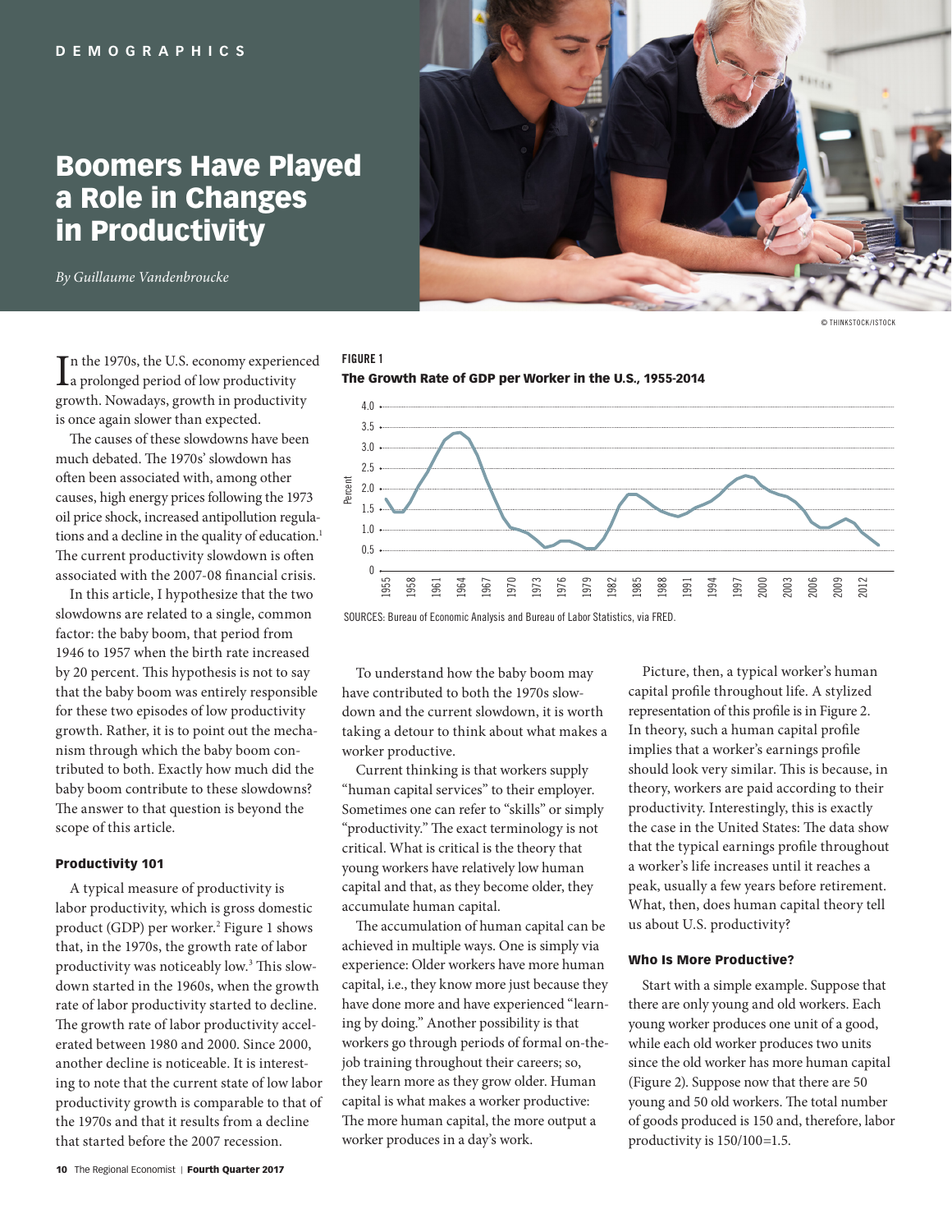DEMOGRAPHICS

# Boomers Have Played a Role in Changes in Productivity

*By Guillaume Vandenbroucke*

© THINKSTOCK/ISTOCK

In the 1970s, the U.S. economy experienced a prolonged period of low productivity growth. Nowadays, growth in productivity is once again slower than expected.

The causes of these slowdowns have been much debated. The 1970s' slowdown has often been associated with, among other causes, high energy prices following the 1973 oil price shock, increased antipollution regulations and a decline in the quality of education.[1] The current productivity slowdown is often associated with the 2007-08 financial crisis.

In this article, I hypothesize that the two slowdowns are related to a single, common factor: the baby boom, that period from 1946 to 1957 when the birth rate increased by 20 percent. This hypothesis is not to say that the baby boom was entirely responsible for these two episodes of low productivity growth. Rather, it is to point out the mechanism through which the baby boom contributed to both. Exactly how much did the baby boom contribute to these slowdowns? The answer to that question is beyond the scope of this article.

### Productivity 101

A typical measure of productivity is labor productivity, which is gross domestic product (GDP) per worker.[2] Figure 1 shows that, in the 1970s, the growth rate of labor productivity was noticeably low.[3] This slowdown started in the 1960s, when the growth rate of labor productivity started to decline. The growth rate of labor productivity accelerated between 1980 and 2000. Since 2000, another decline is noticeable. It is interesting to note that the current state of low labor productivity growth is comparable to that of the 1970s and that it results from a decline that started before the 2007 recession.

**FIGURE 1**

**The Growth Rate of GDP per Worker in the U.S., 1955-2014**

SOURCES: Bureau of Economic Analysis and Bureau of Labor Statistics, via FRED.

To understand how the baby boom may have contributed to both the 1970s slowdown and the current slowdown, it is worth taking a detour to think about what makes a worker productive.

Current thinking is that workers supply "human capital services" to their employer. Sometimes one can refer to "skills" or simply "productivity." The exact terminology is not critical. What is critical is the theory that young workers have relatively low human capital and that, as they become older, they accumulate human capital.

The accumulation of human capital can be achieved in multiple ways. One is simply via experience: Older workers have more human capital, i.e., they know more just because they have done more and have experienced "learning by doing." Another possibility is that workers go through periods of formal on-the-job training throughout their careers; so, they learn more as they grow older. Human capital is what makes a worker productive: The more human capital, the more output a worker produces in a day's work.

Picture, then, a typical worker's human capital profile throughout life. A stylized representation of this profile is in Figure 2. In theory, such a human capital profile implies that a worker's earnings profile should look very similar. This is because, in theory, workers are paid according to their productivity. Interestingly, this is exactly the case in the United States: The data show that the typical earnings profile throughout a worker's life increases until it reaches a peak, usually a few years before retirement. What, then, does human capital theory tell us about U.S. productivity?

### Who Is More Productive?

Start with a simple example. Suppose that there are only young and old workers. Each young worker produces one unit of a good, while each old worker produces two units since the old worker has more human capital (Figure 2). Suppose now that there are 50 young and 50 old workers. The total number of goods produced is 150 and, therefore, labor productivity is 150/100=1.5.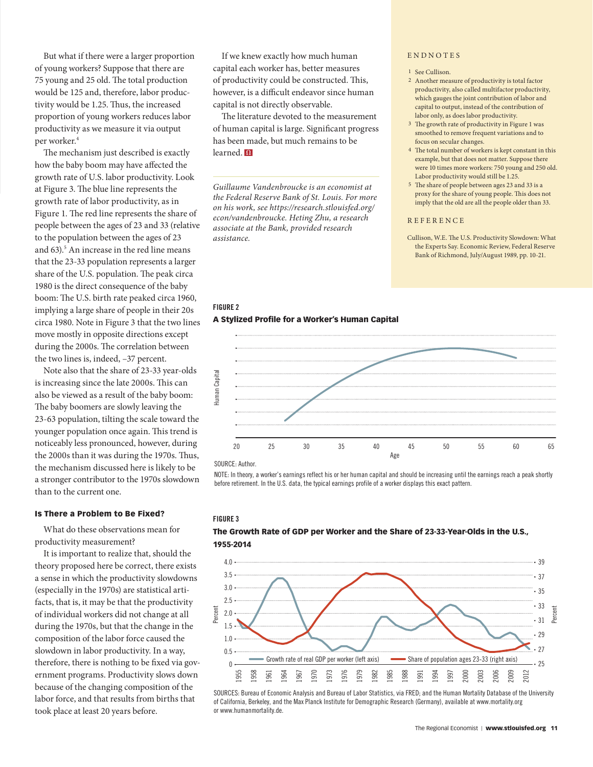But what if there were a larger proportion of young workers? Suppose that there are 75 young and 25 old. The total production would be 125 and, therefore, labor productivity would be 1.25. Thus, the increased proportion of young workers reduces labor productivity as we measure it via output per worker.[4]

The mechanism just described is exactly how the baby boom may have affected the growth rate of U.S. labor productivity. Look at Figure 3. The blue line represents the growth rate of labor productivity, as in Figure 1. The red line represents the share of people between the ages of 23 and 33 (relative to the population between the ages of 23 and 63).[5] An increase in the red line means that the 23-33 population represents a larger share of the U.S. population. The peak circa 1980 is the direct consequence of the baby boom: The U.S. birth rate peaked circa 1960, implying a large share of people in their 20s circa 1980. Note in Figure 3 that the two lines move mostly in opposite directions except during the 2000s. The correlation between the two lines is, indeed, –37 percent.

Note also that the share of 23-33 year-olds is increasing since the late 2000s. This can also be viewed as a result of the baby boom: The baby boomers are slowly leaving the 23-63 population, tilting the scale toward the younger population once again. This trend is noticeably less pronounced, however, during the 2000s than it was during the 1970s. Thus, the mechanism discussed here is likely to be a stronger contributor to the 1970s slowdown than to the current one.

## Is There a Problem to Be Fixed?

What do these observations mean for productivity measurement?

It is important to realize that, should the theory proposed here be correct, there exists a sense in which the productivity slowdowns (especially in the 1970s) are statistical artifacts, that is, it may be that the productivity of individual workers did not change at all during the 1970s, but that the change in the composition of the labor force caused the slowdown in labor productivity. In a way, therefore, there is nothing to be fixed via government programs. Productivity slows down because of the changing composition of the labor force, and that results from births that took place at least 20 years before.

If we knew exactly how much human capital each worker has, better measures of productivity could be constructed. This, however, is a difficult endeavor since human capital is not directly observable.

The literature devoted to the measurement of human capital is large. Significant progress has been made, but much remains to be learned.

*Guillaume Vandenbroucke is an economist at the Federal Reserve Bank of St. Louis. For more on his work, see https://research.stlouisfed.org/econ/vandenbroucke. Heting Zhu, a research associate at the Bank, provided research assistance.*

### ENDNOTES

1. See Cullison.
2. Another measure of productivity is total factor productivity, also called multifactor productivity, which gauges the joint contribution of labor and capital to output, instead of the contribution of labor only, as does labor productivity.
3. The growth rate of productivity in Figure 1 was smoothed to remove frequent variations and to focus on secular changes.
4. The total number of workers is kept constant in this example, but that does not matter. Suppose there were 10 times more workers: 750 young and 250 old. Labor productivity would still be 1.25.
5. The share of people between ages 23 and 33 is a proxy for the share of young people. This does not imply that the old are all the people older than 33.

### REFERENCE

Cullison, W.E. The U.S. Productivity Slowdown: What the Experts Say. Economic Review, Federal Reserve Bank of Richmond, July/August 1989, pp. 10-21.

**FIGURE 2**

**A Stylized Profile for a Worker's Human Capital**

Human Capital

20 25 30 35 40 45 50 55 60 65

Age

SOURCE: Author.

NOTE: In theory, a worker's earnings reflect his or her human capital and should be increasing until the earnings reach a peak shortly before retirement. In the U.S. data, the typical earnings profile of a worker displays this exact pattern.

**FIGURE 3**

**The Growth Rate of GDP per Worker and the Share of 23-33-Year-Olds in the U.S., 1955-2014**

Percent

4.0 3.5 3.0 2.5 2.0 1.5 1.0 0.5 0

39 37 35 33 31 29 27 25

Percent

Growth rate of real GDP per worker (left axis)

Share of population ages 23-33 (right axis)

1955 1958 1961 1964 1967 1970 1973 1976 1979 1982 1985 1988 1991 1994 1997 2000 2003 2006 2009 2012

SOURCES: Bureau of Economic Analysis and Bureau of Labor Statistics, via FRED; and the Human Mortality Database of the University of California, Berkeley, and the Max Planck Institute for Demographic Research (Germany), available at www.mortality.org or www.humanmortality.de.